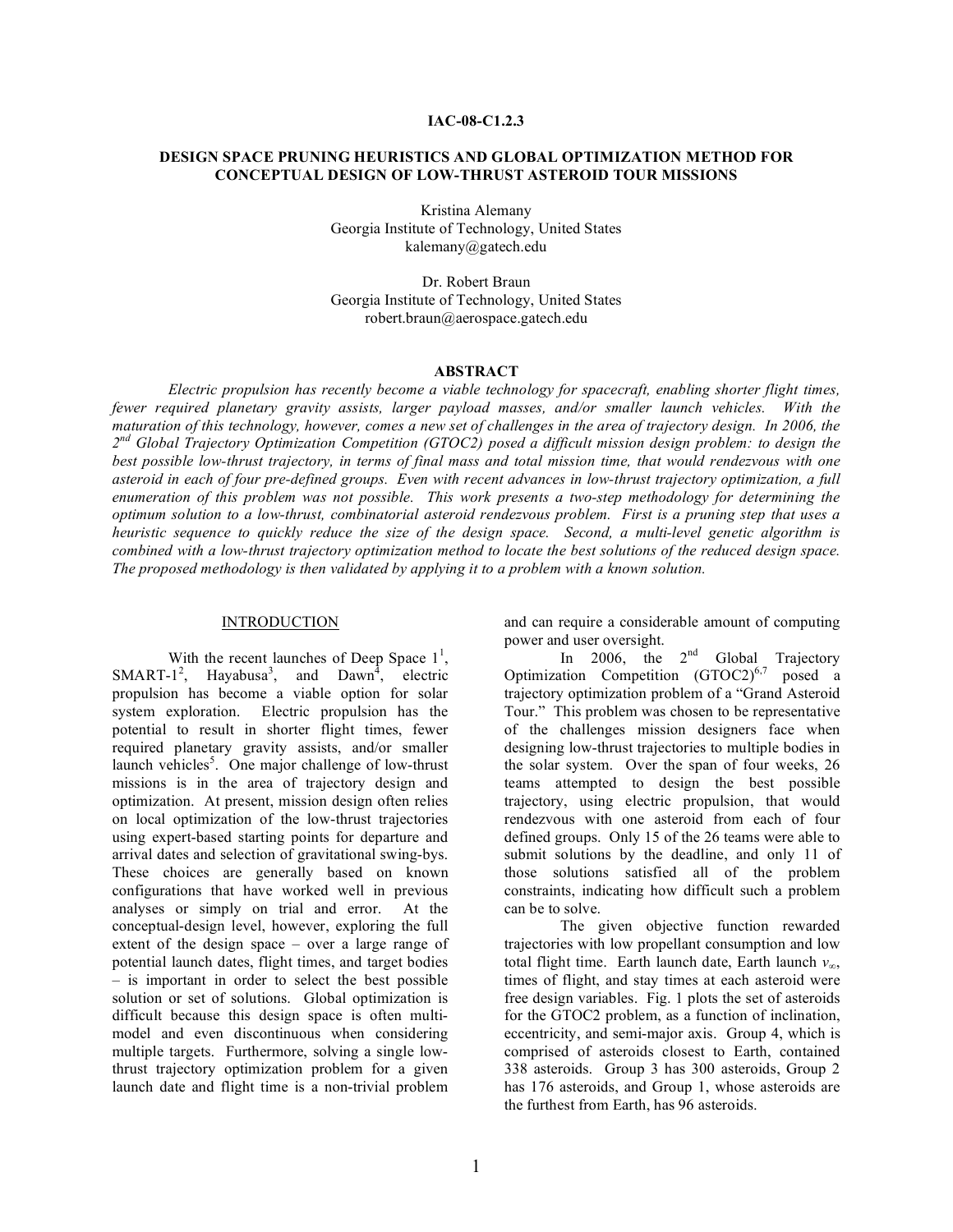**IAC-08-C1.2.3**

# DESIGN SPACE PRUNING HEURISTICS AND GLOBAL OPTIMIZATION METHOD FOR CONCEPTUAL DESIGN OF LOW-THRUST ASTEROID TOUR MISSIONS

Kristina Alemany
Georgia Institute of Technology, United States
kalemany@gatech.edu

Dr. Robert Braun
Georgia Institute of Technology, United States
robert.braun@aerospace.gatech.edu

## ABSTRACT

*Electric propulsion has recently become a viable technology for spacecraft, enabling shorter flight times, fewer required planetary gravity assists, larger payload masses, and/or smaller launch vehicles. With the maturation of this technology, however, comes a new set of challenges in the area of trajectory design. In 2006, the 2nd Global Trajectory Optimization Competition (GTOC2) posed a difficult mission design problem: to design the best possible low-thrust trajectory, in terms of final mass and total mission time, that would rendezvous with one asteroid in each of four pre-defined groups. Even with recent advances in low-thrust trajectory optimization, a full enumeration of this problem was not possible. This work presents a two-step methodology for determining the optimum solution to a low-thrust, combinatorial asteroid rendezvous problem. First is a pruning step that uses a heuristic sequence to quickly reduce the size of the design space. Second, a multi-level genetic algorithm is combined with a low-thrust trajectory optimization method to locate the best solutions of the reduced design space. The proposed methodology is then validated by applying it to a problem with a known solution.*

## INTRODUCTION

With the recent launches of Deep Space 1[1], SMART-1[2], Hayabusa[3], and Dawn[4], electric propulsion has become a viable option for solar system exploration. Electric propulsion has the potential to result in shorter flight times, fewer required planetary gravity assists, and/or smaller launch vehicles[5]. One major challenge of low-thrust missions is in the area of trajectory design and optimization. At present, mission design often relies on local optimization of the low-thrust trajectories using expert-based starting points for departure and arrival dates and selection of gravitational swing-bys. These choices are generally based on known configurations that have worked well in previous analyses or simply on trial and error. At the conceptual-design level, however, exploring the full extent of the design space – over a large range of potential launch dates, flight times, and target bodies – is important in order to select the best possible solution or set of solutions. Global optimization is difficult because this design space is often multi-model and even discontinuous when considering multiple targets. Furthermore, solving a single low-thrust trajectory optimization problem for a given launch date and flight time is a non-trivial problem and can require a considerable amount of computing power and user oversight.

In 2006, the 2nd Global Trajectory Optimization Competition (GTOC2)[6,7] posed a trajectory optimization problem of a "Grand Asteroid Tour." This problem was chosen to be representative of the challenges mission designers face when designing low-thrust trajectories to multiple bodies in the solar system. Over the span of four weeks, 26 teams attempted to design the best possible trajectory, using electric propulsion, that would rendezvous with one asteroid from each of four defined groups. Only 15 of the 26 teams were able to submit solutions by the deadline, and only 11 of those solutions satisfied all of the problem constraints, indicating how difficult such a problem can be to solve.

The given objective function rewarded trajectories with low propellant consumption and low total flight time. Earth launch date, Earth launch $v_\infty$, times of flight, and stay times at each asteroid were free design variables. Fig. 1 plots the set of asteroids for the GTOC2 problem, as a function of inclination, eccentricity, and semi-major axis. Group 4, which is comprised of asteroids closest to Earth, contained 338 asteroids. Group 3 has 300 asteroids, Group 2 has 176 asteroids, and Group 1, whose asteroids are the furthest from Earth, has 96 asteroids.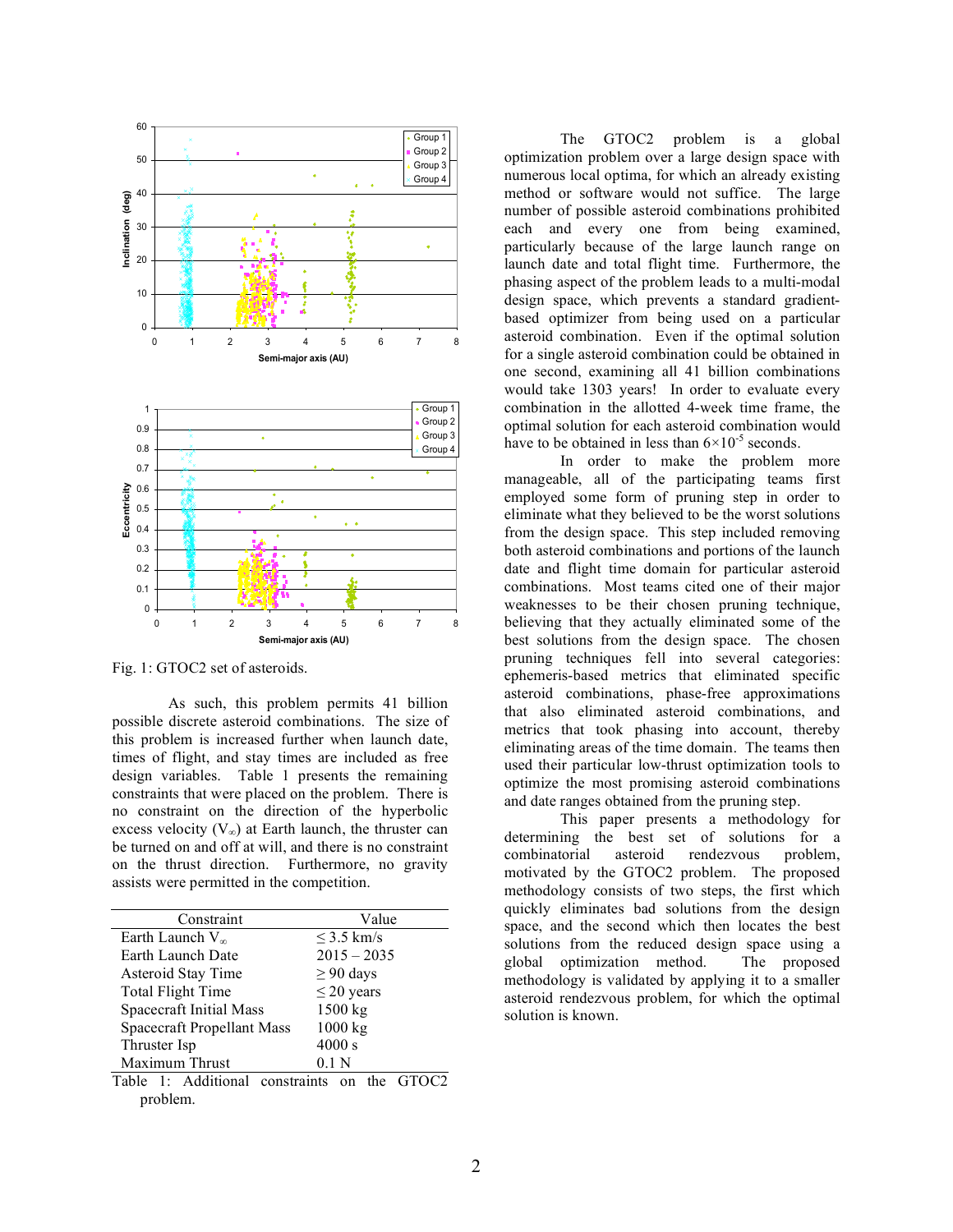60
50
40
30
20
10
0
Inclination (deg)
0 1 2 3 4 5 6 7 8
Semi-major axis (AU)
Group 1
Group 2
Group 3
Group 4

1
0.9
0.8
0.7
0.6
0.5
0.4
0.3
0.2
0.1
0
Eccentricity
0 1 2 3 4 5 6 7 8
Semi-major axis (AU)
Group 1
Group 2
Group 3
Group 4

Fig. 1: GTOC2 set of asteroids.

As such, this problem permits 41 billion possible discrete asteroid combinations. The size of this problem is increased further when launch date, times of flight, and stay times are included as free design variables. Table 1 presents the remaining constraints that were placed on the problem. There is no constraint on the direction of the hyperbolic excess velocity ($V_\infty$) at Earth launch, the thruster can be turned on and off at will, and there is no constraint on the thrust direction. Furthermore, no gravity assists were permitted in the competition.

| Constraint | Value |
|---|---|
| Earth Launch $V_\infty$ | $\leq$ 3.5 km/s |
| Earth Launch Date | 2015 – 2035 |
| Asteroid Stay Time | $\geq$ 90 days |
| Total Flight Time | $\leq$ 20 years |
| Spacecraft Initial Mass | 1500 kg |
| Spacecraft Propellant Mass | 1000 kg |
| Thruster Isp | 4000 s |
| Maximum Thrust | 0.1 N |

Table 1: Additional constraints on the GTOC2 problem.

The GTOC2 problem is a global optimization problem over a large design space with numerous local optima, for which an already existing method or software would not suffice. The large number of possible asteroid combinations prohibited each and every one from being examined, particularly because of the large launch range on launch date and total flight time. Furthermore, the phasing aspect of the problem leads to a multi-modal design space, which prevents a standard gradient-based optimizer from being used on a particular asteroid combination. Even if the optimal solution for a single asteroid combination could be obtained in one second, examining all 41 billion combinations would take 1303 years! In order to evaluate every combination in the allotted 4-week time frame, the optimal solution for each asteroid combination would have to be obtained in less than $6\times10^{-5}$ seconds.

In order to make the problem more manageable, all of the participating teams first employed some form of pruning step in order to eliminate what they believed to be the worst solutions from the design space. This step included removing both asteroid combinations and portions of the launch date and flight time domain for particular asteroid combinations. Most teams cited one of their major weaknesses to be their chosen pruning technique, believing that they actually eliminated some of the best solutions from the design space. The chosen pruning techniques fell into several categories: ephemeris-based metrics that eliminated specific asteroid combinations, phase-free approximations that also eliminated asteroid combinations, and metrics that took phasing into account, thereby eliminating areas of the time domain. The teams then used their particular low-thrust optimization tools to optimize the most promising asteroid combinations and date ranges obtained from the pruning step.

This paper presents a methodology for determining the best set of solutions for a combinatorial asteroid rendezvous problem, motivated by the GTOC2 problem. The proposed methodology consists of two steps, the first which quickly eliminates bad solutions from the design space, and the second which then locates the best solutions from the reduced design space using a global optimization method. The proposed methodology is validated by applying it to a smaller asteroid rendezvous problem, for which the optimal solution is known.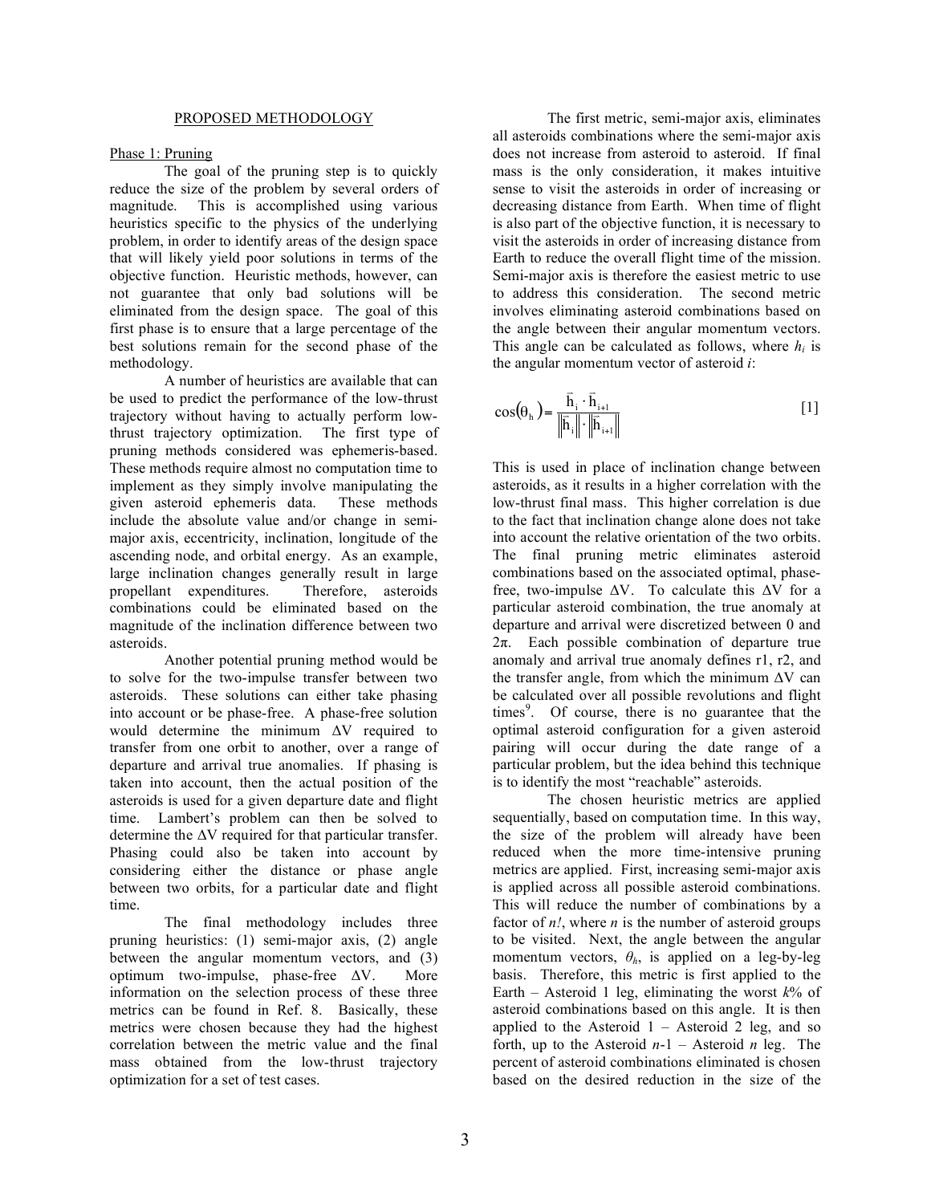## PROPOSED METHODOLOGY

### Phase 1: Pruning

The goal of the pruning step is to quickly reduce the size of the problem by several orders of magnitude. This is accomplished using various heuristics specific to the physics of the underlying problem, in order to identify areas of the design space that will likely yield poor solutions in terms of the objective function. Heuristic methods, however, can not guarantee that only bad solutions will be eliminated from the design space. The goal of this first phase is to ensure that a large percentage of the best solutions remain for the second phase of the methodology.

A number of heuristics are available that can be used to predict the performance of the low-thrust trajectory without having to actually perform low-thrust trajectory optimization. The first type of pruning methods considered was ephemeris-based. These methods require almost no computation time to implement as they simply involve manipulating the given asteroid ephemeris data. These methods include the absolute value and/or change in semi-major axis, eccentricity, inclination, longitude of the ascending node, and orbital energy. As an example, large inclination changes generally result in large propellant expenditures. Therefore, asteroids combinations could be eliminated based on the magnitude of the inclination difference between two asteroids.

Another potential pruning method would be to solve for the two-impulse transfer between two asteroids. These solutions can either take phasing into account or be phase-free. A phase-free solution would determine the minimum ΔV required to transfer from one orbit to another, over a range of departure and arrival true anomalies. If phasing is taken into account, then the actual position of the asteroids is used for a given departure date and flight time. Lambert's problem can then be solved to determine the ΔV required for that particular transfer. Phasing could also be taken into account by considering either the distance or phase angle between two orbits, for a particular date and flight time.

The final methodology includes three pruning heuristics: (1) semi-major axis, (2) angle between the angular momentum vectors, and (3) optimum two-impulse, phase-free ΔV. More information on the selection process of these three metrics can be found in Ref. 8. Basically, these metrics were chosen because they had the highest correlation between the metric value and the final mass obtained from the low-thrust trajectory optimization for a set of test cases.

The first metric, semi-major axis, eliminates all asteroids combinations where the semi-major axis does not increase from asteroid to asteroid. If final mass is the only consideration, it makes intuitive sense to visit the asteroids in order of increasing or decreasing distance from Earth. When time of flight is also part of the objective function, it is necessary to visit the asteroids in order of increasing distance from Earth to reduce the overall flight time of the mission. Semi-major axis is therefore the easiest metric to use to address this consideration. The second metric involves eliminating asteroid combinations based on the angle between their angular momentum vectors. This angle can be calculated as follows, where $h_i$ is the angular momentum vector of asteroid $i$:

$$\cos(\theta_h) = \frac{\vec{h}_i \cdot \vec{h}_{i+1}}{\left\|\vec{h}_i\right\| \cdot \left\|\vec{h}_{i+1}\right\|} \qquad [1]$$

This is used in place of inclination change between asteroids, as it results in a higher correlation with the low-thrust final mass. This higher correlation is due to the fact that inclination change alone does not take into account the relative orientation of the two orbits. The final pruning metric eliminates asteroid combinations based on the associated optimal, phase-free, two-impulse ΔV. To calculate this ΔV for a particular asteroid combination, the true anomaly at departure and arrival were discretized between 0 and 2π. Each possible combination of departure true anomaly and arrival true anomaly defines r1, r2, and the transfer angle, from which the minimum ΔV can be calculated over all possible revolutions and flight times[9]. Of course, there is no guarantee that the optimal asteroid configuration for a given asteroid pairing will occur during the date range of a particular problem, but the idea behind this technique is to identify the most "reachable" asteroids.

The chosen heuristic metrics are applied sequentially, based on computation time. In this way, the size of the problem will already have been reduced when the more time-intensive pruning metrics are applied. First, increasing semi-major axis is applied across all possible asteroid combinations. This will reduce the number of combinations by a factor of $n!$, where $n$ is the number of asteroid groups to be visited. Next, the angle between the angular momentum vectors, $\theta_h$, is applied on a leg-by-leg basis. Therefore, this metric is first applied to the Earth – Asteroid 1 leg, eliminating the worst $k$% of asteroid combinations based on this angle. It is then applied to the Asteroid 1 – Asteroid 2 leg, and so forth, up to the Asteroid $n$-1 – Asteroid $n$ leg. The percent of asteroid combinations eliminated is chosen based on the desired reduction in the size of the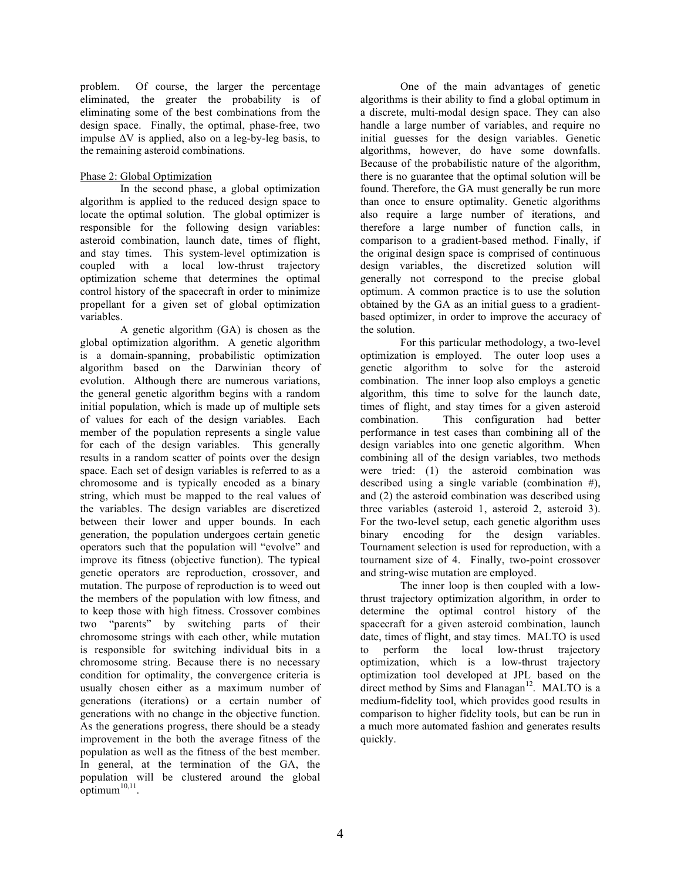problem. Of course, the larger the percentage eliminated, the greater the probability is of eliminating some of the best combinations from the design space. Finally, the optimal, phase-free, two impulse $\Delta V$ is applied, also on a leg-by-leg basis, to the remaining asteroid combinations.

Phase 2: Global Optimization

In the second phase, a global optimization algorithm is applied to the reduced design space to locate the optimal solution. The global optimizer is responsible for the following design variables: asteroid combination, launch date, times of flight, and stay times. This system-level optimization is coupled with a local low-thrust trajectory optimization scheme that determines the optimal control history of the spacecraft in order to minimize propellant for a given set of global optimization variables.

A genetic algorithm (GA) is chosen as the global optimization algorithm. A genetic algorithm is a domain-spanning, probabilistic optimization algorithm based on the Darwinian theory of evolution. Although there are numerous variations, the general genetic algorithm begins with a random initial population, which is made up of multiple sets of values for each of the design variables. Each member of the population represents a single value for each of the design variables. This generally results in a random scatter of points over the design space. Each set of design variables is referred to as a chromosome and is typically encoded as a binary string, which must be mapped to the real values of the variables. The design variables are discretized between their lower and upper bounds. In each generation, the population undergoes certain genetic operators such that the population will "evolve" and improve its fitness (objective function). The typical genetic operators are reproduction, crossover, and mutation. The purpose of reproduction is to weed out the members of the population with low fitness, and to keep those with high fitness. Crossover combines two "parents" by switching parts of their chromosome strings with each other, while mutation is responsible for switching individual bits in a chromosome string. Because there is no necessary condition for optimality, the convergence criteria is usually chosen either as a maximum number of generations (iterations) or a certain number of generations with no change in the objective function. As the generations progress, there should be a steady improvement in the both the average fitness of the population as well as the fitness of the best member. In general, at the termination of the GA, the population will be clustered around the global optimum[10,11].

One of the main advantages of genetic algorithms is their ability to find a global optimum in a discrete, multi-modal design space. They can also handle a large number of variables, and require no initial guesses for the design variables. Genetic algorithms, however, do have some downfalls. Because of the probabilistic nature of the algorithm, there is no guarantee that the optimal solution will be found. Therefore, the GA must generally be run more than once to ensure optimality. Genetic algorithms also require a large number of iterations, and therefore a large number of function calls, in comparison to a gradient-based method. Finally, if the original design space is comprised of continuous design variables, the discretized solution will generally not correspond to the precise global optimum. A common practice is to use the solution obtained by the GA as an initial guess to a gradient-based optimizer, in order to improve the accuracy of the solution.

For this particular methodology, a two-level optimization is employed. The outer loop uses a genetic algorithm to solve for the asteroid combination. The inner loop also employs a genetic algorithm, this time to solve for the launch date, times of flight, and stay times for a given asteroid combination. This configuration had better performance in test cases than combining all of the design variables into one genetic algorithm. When combining all of the design variables, two methods were tried: (1) the asteroid combination was described using a single variable (combination #), and (2) the asteroid combination was described using three variables (asteroid 1, asteroid 2, asteroid 3). For the two-level setup, each genetic algorithm uses binary encoding for the design variables. Tournament selection is used for reproduction, with a tournament size of 4. Finally, two-point crossover and string-wise mutation are employed.

The inner loop is then coupled with a low-thrust trajectory optimization algorithm, in order to determine the optimal control history of the spacecraft for a given asteroid combination, launch date, times of flight, and stay times. MALTO is used to perform the local low-thrust trajectory optimization, which is a low-thrust trajectory optimization tool developed at JPL based on the direct method by Sims and Flanagan[12]. MALTO is a medium-fidelity tool, which provides good results in comparison to higher fidelity tools, but can be run in a much more automated fashion and generates results quickly.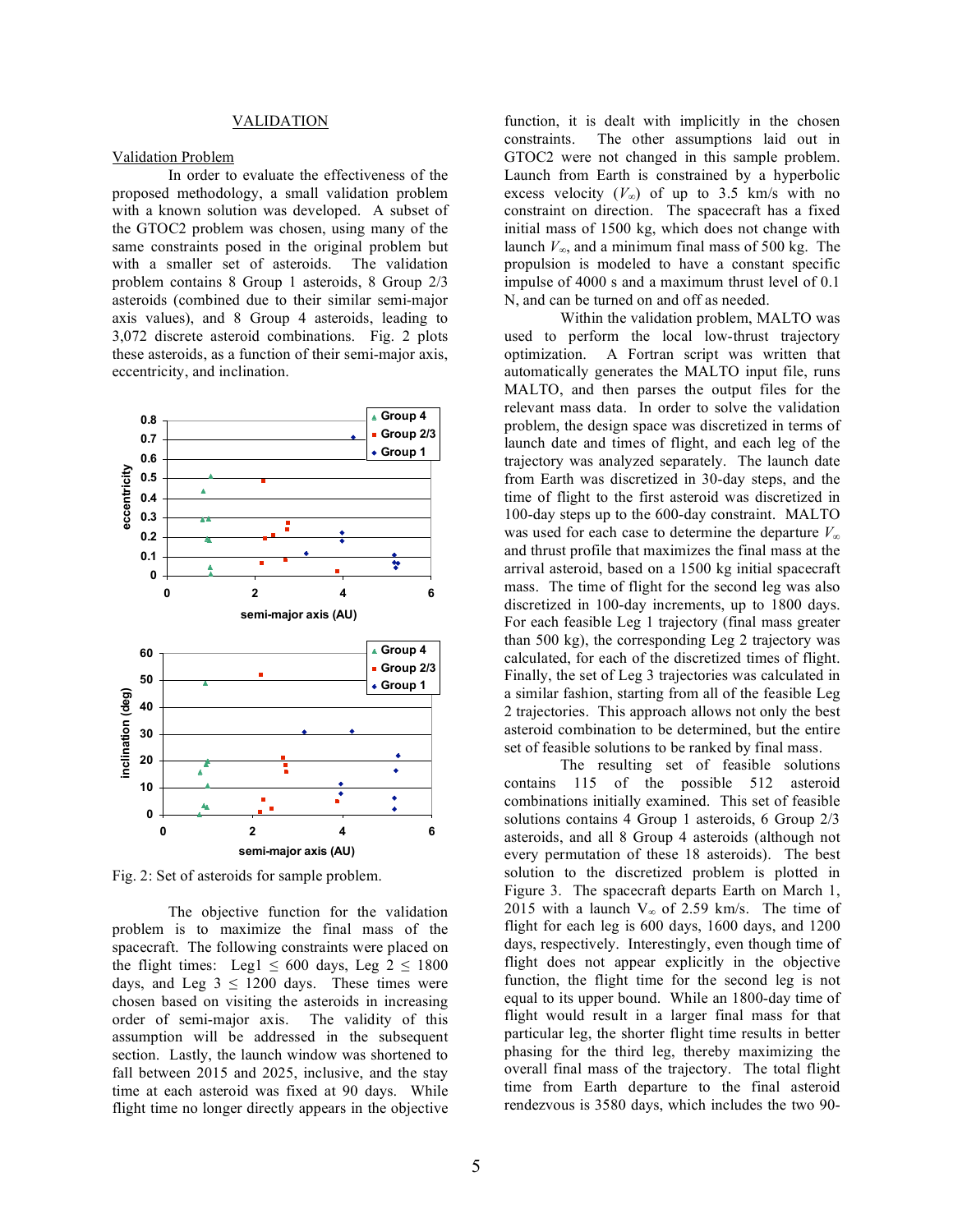## VALIDATION

### Validation Problem

In order to evaluate the effectiveness of the proposed methodology, a small validation problem with a known solution was developed. A subset of the GTOC2 problem was chosen, using many of the same constraints posed in the original problem but with a smaller set of asteroids. The validation problem contains 8 Group 1 asteroids, 8 Group 2/3 asteroids (combined due to their similar semi-major axis values), and 8 Group 4 asteroids, leading to 3,072 discrete asteroid combinations. Fig. 2 plots these asteroids, as a function of their semi-major axis, eccentricity, and inclination.

Group 4
Group 2/3
Group 1
eccentricity
0.8
0.7
0.6
0.5
0.4
0.3
0.2
0.1
0
0
2
4
6
semi-major axis (AU)

Group 4
Group 2/3
Group 1
inclination (deg)
60
50
40
30
20
10
0
0
2
4
6
semi-major axis (AU)

Fig. 2: Set of asteroids for sample problem.

The objective function for the validation problem is to maximize the final mass of the spacecraft. The following constraints were placed on the flight times: Leg1 ≤ 600 days, Leg 2 ≤ 1800 days, and Leg 3 ≤ 1200 days. These times were chosen based on visiting the asteroids in increasing order of semi-major axis. The validity of this assumption will be addressed in the subsequent section. Lastly, the launch window was shortened to fall between 2015 and 2025, inclusive, and the stay time at each asteroid was fixed at 90 days. While flight time no longer directly appears in the objective function, it is dealt with implicitly in the chosen constraints. The other assumptions laid out in GTOC2 were not changed in this sample problem. Launch from Earth is constrained by a hyperbolic excess velocity ($V_\infty$) of up to 3.5 km/s with no constraint on direction. The spacecraft has a fixed initial mass of 1500 kg, which does not change with launch $V_\infty$, and a minimum final mass of 500 kg. The propulsion is modeled to have a constant specific impulse of 4000 s and a maximum thrust level of 0.1 N, and can be turned on and off as needed.

Within the validation problem, MALTO was used to perform the local low-thrust trajectory optimization. A Fortran script was written that automatically generates the MALTO input file, runs MALTO, and then parses the output files for the relevant mass data. In order to solve the validation problem, the design space was discretized in terms of launch date and times of flight, and each leg of the trajectory was analyzed separately. The launch date from Earth was discretized in 30-day steps, and the time of flight to the first asteroid was discretized in 100-day steps up to the 600-day constraint. MALTO was used for each case to determine the departure $V_\infty$ and thrust profile that maximizes the final mass at the arrival asteroid, based on a 1500 kg initial spacecraft mass. The time of flight for the second leg was also discretized in 100-day increments, up to 1800 days. For each feasible Leg 1 trajectory (final mass greater than 500 kg), the corresponding Leg 2 trajectory was calculated, for each of the discretized times of flight. Finally, the set of Leg 3 trajectories was calculated in a similar fashion, starting from all of the feasible Leg 2 trajectories. This approach allows not only the best asteroid combination to be determined, but the entire set of feasible solutions to be ranked by final mass.

The resulting set of feasible solutions contains 115 of the possible 512 asteroid combinations initially examined. This set of feasible solutions contains 4 Group 1 asteroids, 6 Group 2/3 asteroids, and all 8 Group 4 asteroids (although not every permutation of these 18 asteroids). The best solution to the discretized problem is plotted in Figure 3. The spacecraft departs Earth on March 1, 2015 with a launch $V_\infty$ of 2.59 km/s. The time of flight for each leg is 600 days, 1600 days, and 1200 days, respectively. Interestingly, even though time of flight does not appear explicitly in the objective function, the flight time for the second leg is not equal to its upper bound. While an 1800-day time of flight would result in a larger final mass for that particular leg, the shorter flight time results in better phasing for the third leg, thereby maximizing the overall final mass of the trajectory. The total flight time from Earth departure to the final asteroid rendezvous is 3580 days, which includes the two 90-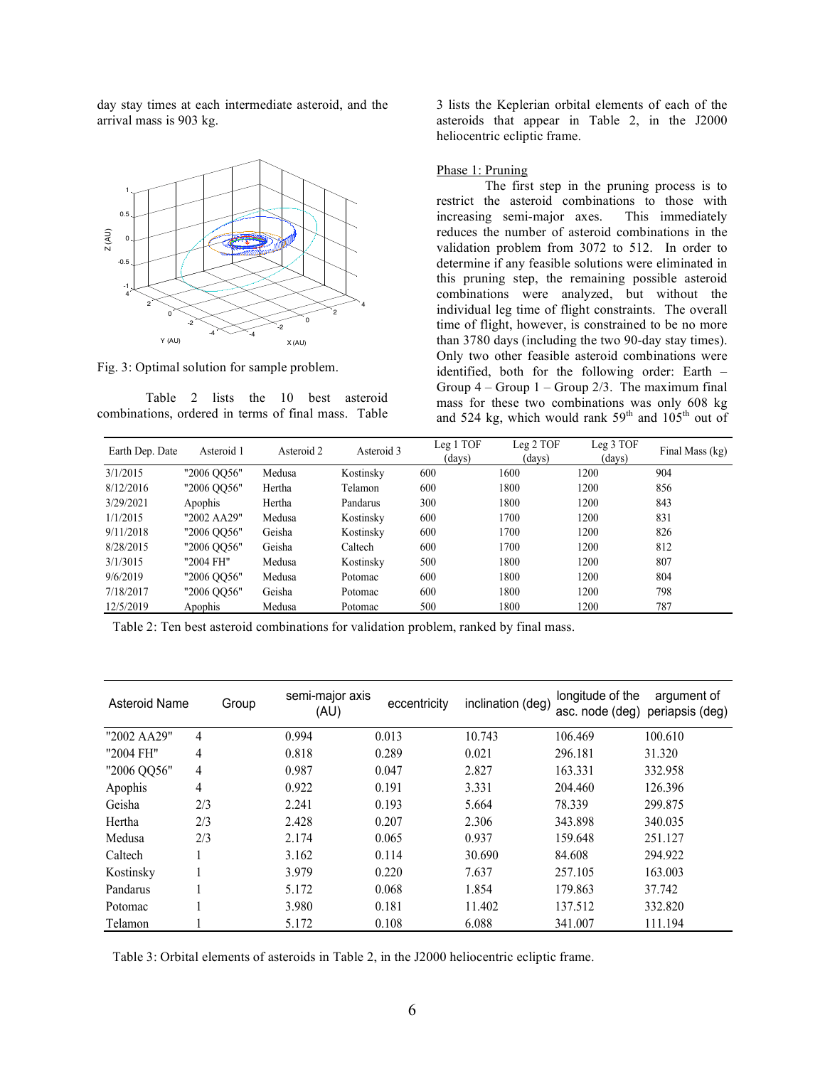day stay times at each intermediate asteroid, and the arrival mass is 903 kg.

1
0.5
0
-0.5
-1
Z (AU)
4
2
0
-2
-4
Y (AU)
-4
-2
0
2
4
X (AU)

Fig. 3: Optimal solution for sample problem.

Table 2 lists the 10 best asteroid combinations, ordered in terms of final mass. Table 3 lists the Keplerian orbital elements of each of the asteroids that appear in Table 2, in the J2000 heliocentric ecliptic frame.

Phase 1: Pruning

The first step in the pruning process is to restrict the asteroid combinations to those with increasing semi-major axes. This immediately reduces the number of asteroid combinations in the validation problem from 3072 to 512. In order to determine if any feasible solutions were eliminated in this pruning step, the remaining possible asteroid combinations were analyzed, but without the individual leg time of flight constraints. The overall time of flight, however, is constrained to be no more than 3780 days (including the two 90-day stay times). Only two other feasible asteroid combinations were identified, both for the following order: Earth – Group 4 – Group 1 – Group 2/3. The maximum final mass for these two combinations was only 608 kg and 524 kg, which would rank 59th and 105th out of

| Earth Dep. Date | Asteroid 1 | Asteroid 2 | Asteroid 3 | Leg 1 TOF (days) | Leg 2 TOF (days) | Leg 3 TOF (days) | Final Mass (kg) |
|---|---|---|---|---|---|---|---|
| 3/1/2015 | "2006 QQ56" | Medusa | Kostinsky | 600 | 1600 | 1200 | 904 |
| 8/12/2016 | "2006 QQ56" | Hertha | Telamon | 600 | 1800 | 1200 | 856 |
| 3/29/2021 | Apophis | Hertha | Pandarus | 300 | 1800 | 1200 | 843 |
| 1/1/2015 | "2002 AA29" | Medusa | Kostinsky | 600 | 1700 | 1200 | 831 |
| 9/11/2018 | "2006 QQ56" | Geisha | Kostinsky | 600 | 1700 | 1200 | 826 |
| 8/28/2015 | "2006 QQ56" | Geisha | Caltech | 600 | 1700 | 1200 | 812 |
| 3/1/3015 | "2004 FH" | Medusa | Kostinsky | 500 | 1800 | 1200 | 807 |
| 9/6/2019 | "2006 QQ56" | Medusa | Potomac | 600 | 1800 | 1200 | 804 |
| 7/18/2017 | "2006 QQ56" | Geisha | Potomac | 600 | 1800 | 1200 | 798 |
| 12/5/2019 | Apophis | Medusa | Potomac | 500 | 1800 | 1200 | 787 |

Table 2: Ten best asteroid combinations for validation problem, ranked by final mass.

| Asteroid Name | Group | semi-major axis (AU) | eccentricity | inclination (deg) | longitude of the asc. node (deg) | argument of periapsis (deg) |
|---|---|---|---|---|---|---|
| "2002 AA29" | 4 | 0.994 | 0.013 | 10.743 | 106.469 | 100.610 |
| "2004 FH" | 4 | 0.818 | 0.289 | 0.021 | 296.181 | 31.320 |
| "2006 QQ56" | 4 | 0.987 | 0.047 | 2.827 | 163.331 | 332.958 |
| Apophis | 4 | 0.922 | 0.191 | 3.331 | 204.460 | 126.396 |
| Geisha | 2/3 | 2.241 | 0.193 | 5.664 | 78.339 | 299.875 |
| Hertha | 2/3 | 2.428 | 0.207 | 2.306 | 343.898 | 340.035 |
| Medusa | 2/3 | 2.174 | 0.065 | 0.937 | 159.648 | 251.127 |
| Caltech | 1 | 3.162 | 0.114 | 30.690 | 84.608 | 294.922 |
| Kostinsky | 1 | 3.979 | 0.220 | 7.637 | 257.105 | 163.003 |
| Pandarus | 1 | 5.172 | 0.068 | 1.854 | 179.863 | 37.742 |
| Potomac | 1 | 3.980 | 0.181 | 11.402 | 137.512 | 332.820 |
| Telamon | 1 | 5.172 | 0.108 | 6.088 | 341.007 | 111.194 |

Table 3: Orbital elements of asteroid in Table 2, in the J2000 heliocentric ecliptic frame.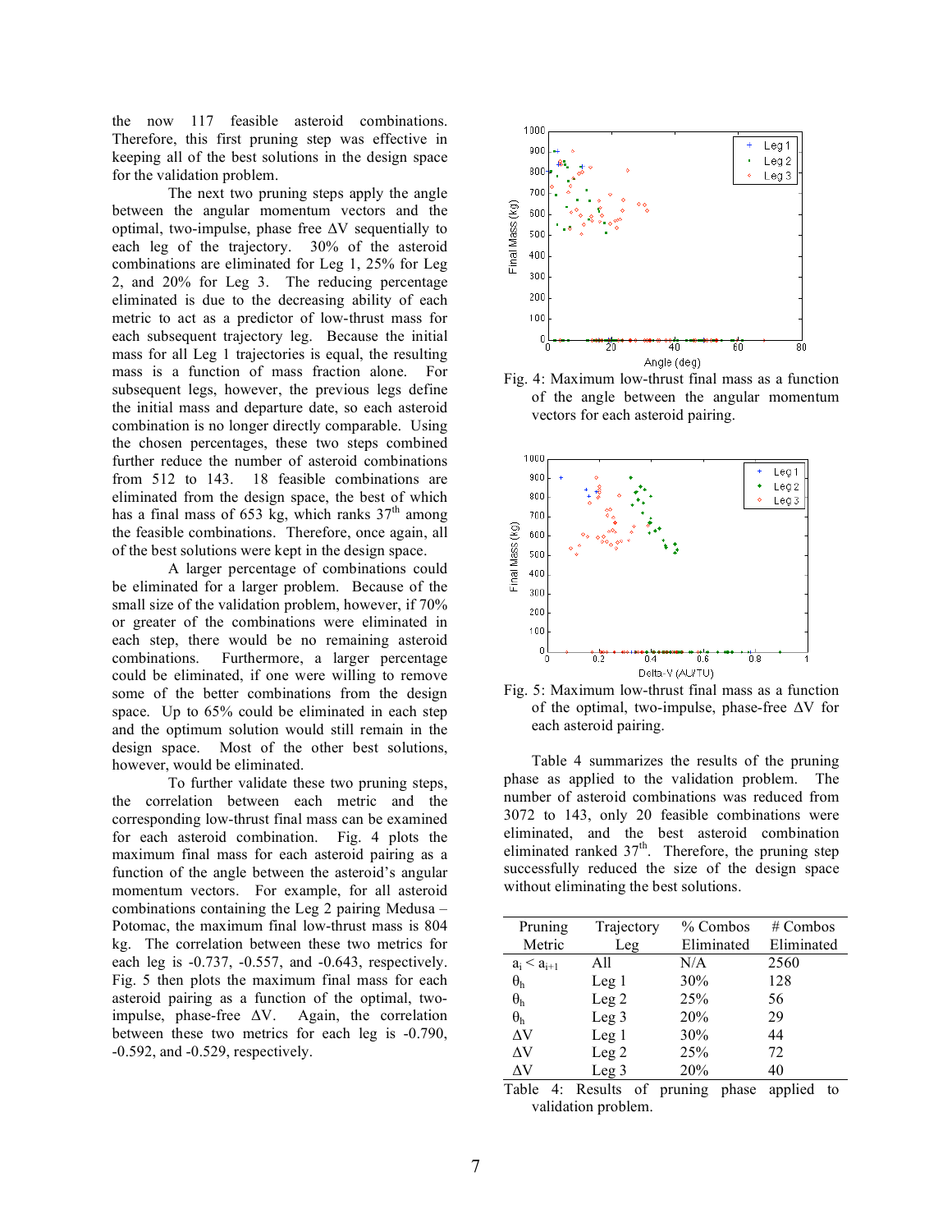the now 117 feasible asteroid combinations. Therefore, this first pruning step was effective in keeping all of the best solutions in the design space for the validation problem.

The next two pruning steps apply the angle between the angular momentum vectors and the optimal, two-impulse, phase free ΔV sequentially to each leg of the trajectory. 30% of the asteroid combinations are eliminated for Leg 1, 25% for Leg 2, and 20% for Leg 3. The reducing percentage eliminated is due to the decreasing ability of each metric to act as a predictor of low-thrust mass for each subsequent trajectory leg. Because the initial mass for all Leg 1 trajectories is equal, the resulting mass is a function of mass fraction alone. For subsequent legs, however, the previous legs define the initial mass and departure date, so each asteroid combination is no longer directly comparable. Using the chosen percentages, these two steps combined further reduce the number of asteroid combinations from 512 to 143. 18 feasible combinations are eliminated from the design space, the best of which has a final mass of 653 kg, which ranks 37th among the feasible combinations. Therefore, once again, all of the best solutions were kept in the design space.

A larger percentage of combinations could be eliminated for a larger problem. Because of the small size of the validation problem, however, if 70% or greater of the combinations were eliminated in each step, there would be no remaining asteroid combinations. Furthermore, a larger percentage could be eliminated, if one were willing to remove some of the better combinations from the design space. Up to 65% could be eliminated in each step and the optimum solution would still remain in the design space. Most of the other best solutions, however, would be eliminated.

To further validate these two pruning steps, the correlation between each metric and the corresponding low-thrust final mass can be examined for each asteroid combination. Fig. 4 plots the maximum final mass for each asteroid pairing as a function of the angle between the asteroid's angular momentum vectors. For example, for all asteroid combinations containing the Leg 2 pairing Medusa – Potomac, the maximum final low-thrust mass is 804 kg. The correlation between these two metrics for each leg is -0.737, -0.557, and -0.643, respectively. Fig. 5 then plots the maximum final mass for each asteroid pairing as a function of the optimal, two-impulse, phase-free ΔV. Again, the correlation between these two metrics for each leg is -0.790, -0.592, and -0.529, respectively.

Final Mass (kg)
Angle (deg)
Leg 1
Leg 2
Leg 3

Fig. 4: Maximum low-thrust final mass as a function of the angle between the angular momentum vectors for each asteroid pairing.

Final Mass (kg)
Delta-V (AU/TU)
Leg 1
Leg 2
Leg 3

Fig. 5: Maximum low-thrust final mass as a function of the optimal, two-impulse, phase-free ΔV for each asteroid pairing.

Table 4 summarizes the results of the pruning phase as applied to the validation problem. The number of asteroid combinations was reduced from 3072 to 143, only 20 feasible combinations were eliminated, and the best asteroid combination eliminated ranked 37th. Therefore, the pruning step successfully reduced the size of the design space without eliminating the best solutions.

| Pruning Metric | Trajectory Leg | % Combos Eliminated | # Combos Eliminated |
|---|---|---|---|
| $a_i < a_{i+1}$ | All | N/A | 2560 |
| $\theta_h$ | Leg 1 | 30% | 128 |
| $\theta_h$ | Leg 2 | 25% | 56 |
| $\theta_h$ | Leg 3 | 20% | 29 |
| ΔV | Leg 1 | 30% | 44 |
| ΔV | Leg 2 | 25% | 72 |
| ΔV | Leg 3 | 20% | 40 |

Table 4: Results of pruning phase applied to validation problem.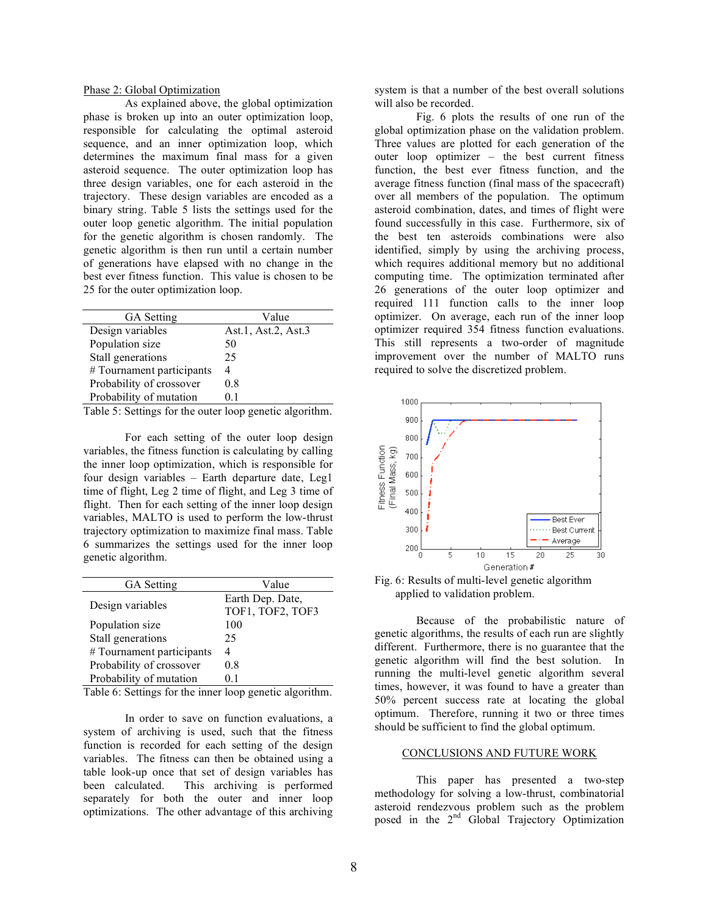Phase 2: Global Optimization

As explained above, the global optimization phase is broken up into an outer optimization loop, responsible for calculating the optimal asteroid sequence, and an inner optimization loop, which determines the maximum final mass for a given asteroid sequence. The outer optimization loop has three design variables, one for each asteroid in the trajectory. These design variables are encoded as a binary string. Table 5 lists the settings used for the outer loop genetic algorithm. The initial population for the genetic algorithm is chosen randomly. The genetic algorithm is then run until a certain number of generations have elapsed with no change in the best ever fitness function. This value is chosen to be 25 for the outer optimization loop.

| GA Setting | Value |
|---|---|
| Design variables | Ast.1, Ast.2, Ast.3 |
| Population size | 50 |
| Stall generations | 25 |
| # Tournament participants | 4 |
| Probability of crossover | 0.8 |
| Probability of mutation | 0.1 |

Table 5: Settings for the outer loop genetic algorithm.

For each setting of the outer loop design variables, the fitness function is calculating by calling the inner loop optimization, which is responsible for four design variables – Earth departure date, Leg1 time of flight, Leg 2 time of flight, and Leg 3 time of flight. Then for each setting of the inner loop design variables, MALTO is used to perform the low-thrust trajectory optimization to maximize final mass. Table 6 summarizes the settings used for the inner loop genetic algorithm.

| GA Setting | Value |
|---|---|
| Design variables | Earth Dep. Date, TOF1, TOF2, TOF3 |
| Population size | 100 |
| Stall generations | 25 |
| # Tournament participants | 4 |
| Probability of crossover | 0.8 |
| Probability of mutation | 0.1 |

Table 6: Settings for the inner loop genetic algorithm.

In order to save on function evaluations, a system of archiving is used, such that the fitness function is recorded for each setting of the design variables. The fitness can then be obtained using a table look-up once that set of design variables has been calculated. This archiving is performed separately for both the outer and inner loop optimizations. The other advantage of this archiving system is that a number of the best overall solutions will also be recorded.

Fig. 6 plots the results of one run of the global optimization phase on the validation problem. Three values are plotted for each generation of the outer loop optimizer – the best current fitness function, the best ever fitness function, and the average fitness function (final mass of the spacecraft) over all members of the population. The optimum asteroid combination, dates, and times of flight were found successfully in this case. Furthermore, six of the best ten asteroids combinations were also identified, simply by using the archiving process, which requires additional memory but no additional computing time. The optimization terminated after 26 generations of the outer loop optimizer and required 111 function calls to the inner loop optimizer. On average, each run of the inner loop optimizer required 354 fitness function evaluations. This still represents a two-order of magnitude improvement over the number of MALTO runs required to solve the discretized problem.

Fitness Function (Final Mass, kg)
1000
900
800
700
600
500
400
300
200
0 5 10 15 20 25 30
Generation #
Best Ever
Best Current
Average

Fig. 6: Results of multi-level genetic algorithm applied to validation problem.

Because of the probabilistic nature of genetic algorithms, the results of each run are slightly different. Furthermore, there is no guarantee that the genetic algorithm will find the best solution. In running the multi-level genetic algorithm several times, however, it was found to have a greater than 50% percent success rate at locating the global optimum. Therefore, running it two or three times should be sufficient to find the global optimum.

## CONCLUSIONS AND FUTURE WORK

This paper has presented a two-step methodology for solving a low-thrust, combinatorial asteroid rendezvous problem such as the problem posed in the 2nd Global Trajectory Optimization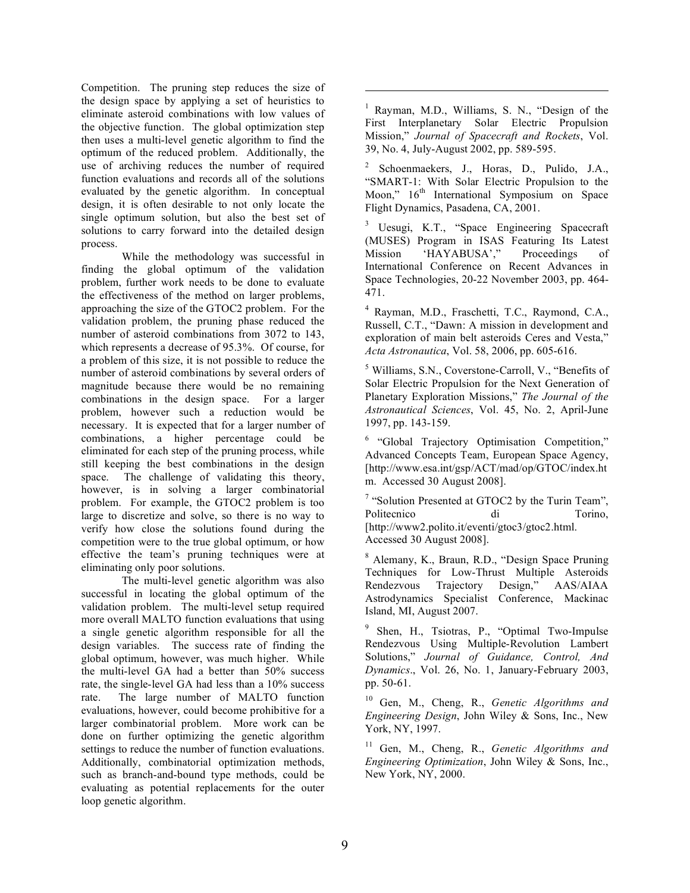Competition. The pruning step reduces the size of the design space by applying a set of heuristics to eliminate asteroid combinations with low values of the objective function. The global optimization step then uses a multi-level genetic algorithm to find the optimum of the reduced problem. Additionally, the use of archiving reduces the number of required function evaluations and records all of the solutions evaluated by the genetic algorithm. In conceptual design, it is often desirable to not only locate the single optimum solution, but also the best set of solutions to carry forward into the detailed design process.

While the methodology was successful in finding the global optimum of the validation problem, further work needs to be done to evaluate the effectiveness of the method on larger problems, approaching the size of the GTOC2 problem. For the validation problem, the pruning phase reduced the number of asteroid combinations from 3072 to 143, which represents a decrease of 95.3%. Of course, for a problem of this size, it is not possible to reduce the number of asteroid combinations by several orders of magnitude because there would be no remaining combinations in the design space. For a larger problem, however such a reduction would be necessary. It is expected that for a larger number of combinations, a higher percentage could be eliminated for each step of the pruning process, while still keeping the best combinations in the design space. The challenge of validating this theory, however, is in solving a larger combinatorial problem. For example, the GTOC2 problem is too large to discretize and solve, so there is no way to verify how close the solutions found during the competition were to the true global optimum, or how effective the team's pruning techniques were at eliminating only poor solutions.

The multi-level genetic algorithm was also successful in locating the global optimum of the validation problem. The multi-level setup required more overall MALTO function evaluations that using a single genetic algorithm responsible for all the design variables. The success rate of finding the global optimum, however, was much higher. While the multi-level GA had a better than 50% success rate, the single-level GA had less than a 10% success rate. The large number of MALTO function evaluations, however, could become prohibitive for a larger combinatorial problem. More work can be done on further optimizing the genetic algorithm settings to reduce the number of function evaluations. Additionally, combinatorial optimization methods, such as branch-and-bound type methods, could be evaluating as potential replacements for the outer loop genetic algorithm.

---

[1] Rayman, M.D., Williams, S. N., "Design of the First Interplanetary Solar Electric Propulsion Mission," *Journal of Spacecraft and Rockets*, Vol. 39, No. 4, July-August 2002, pp. 589-595.

[2] Schoenmaekers, J., Horas, D., Pulido, J.A., "SMART-1: With Solar Electric Propulsion to the Moon," 16[th] International Symposium on Space Flight Dynamics, Pasadena, CA, 2001.

[3] Uesugi, K.T., "Space Engineering Spacecraft (MUSES) Program in ISAS Featuring Its Latest Mission 'HAYABUSA'," Proceedings of International Conference on Recent Advances in Space Technologies, 20-22 November 2003, pp. 464-471.

[4] Rayman, M.D., Fraschetti, T.C., Raymond, C.A., Russell, C.T., "Dawn: A mission in development and exploration of main belt asteroids Ceres and Vesta," *Acta Astronautica*, Vol. 58, 2006, pp. 605-616.

[5] Williams, S.N., Coverstone-Carroll, V., "Benefits of Solar Electric Propulsion for the Next Generation of Planetary Exploration Missions," *The Journal of the Astronautical Sciences*, Vol. 45, No. 2, April-June 1997, pp. 143-159.

[6] "Global Trajectory Optimisation Competition," Advanced Concepts Team, European Space Agency, [http://www.esa.int/gsp/ACT/mad/op/GTOC/index.htm. Accessed 30 August 2008].

[7] "Solution Presented at GTOC2 by the Turin Team", Politecnico di Torino, [http://www2.polito.it/eventi/gtoc3/gtoc2.html. Accessed 30 August 2008].

[8] Alemany, K., Braun, R.D., "Design Space Pruning Techniques for Low-Thrust Multiple Asteroids Rendezvous Trajectory Design," AAS/AIAA Astrodynamics Specialist Conference, Mackinac Island, MI, August 2007.

[9] Shen, H., Tsiotras, P., "Optimal Two-Impulse Rendezvous Using Multiple-Revolution Lambert Solutions," *Journal of Guidance, Control, And Dynamics*., Vol. 26, No. 1, January-February 2003, pp. 50-61.

[10] Gen, M., Cheng, R., *Genetic Algorithms and Engineering Design*, John Wiley & Sons, Inc., New York, NY, 1997.

[11] Gen, M., Cheng, R., *Genetic Algorithms and Engineering Optimization*, John Wiley & Sons, Inc., New York, NY, 2000.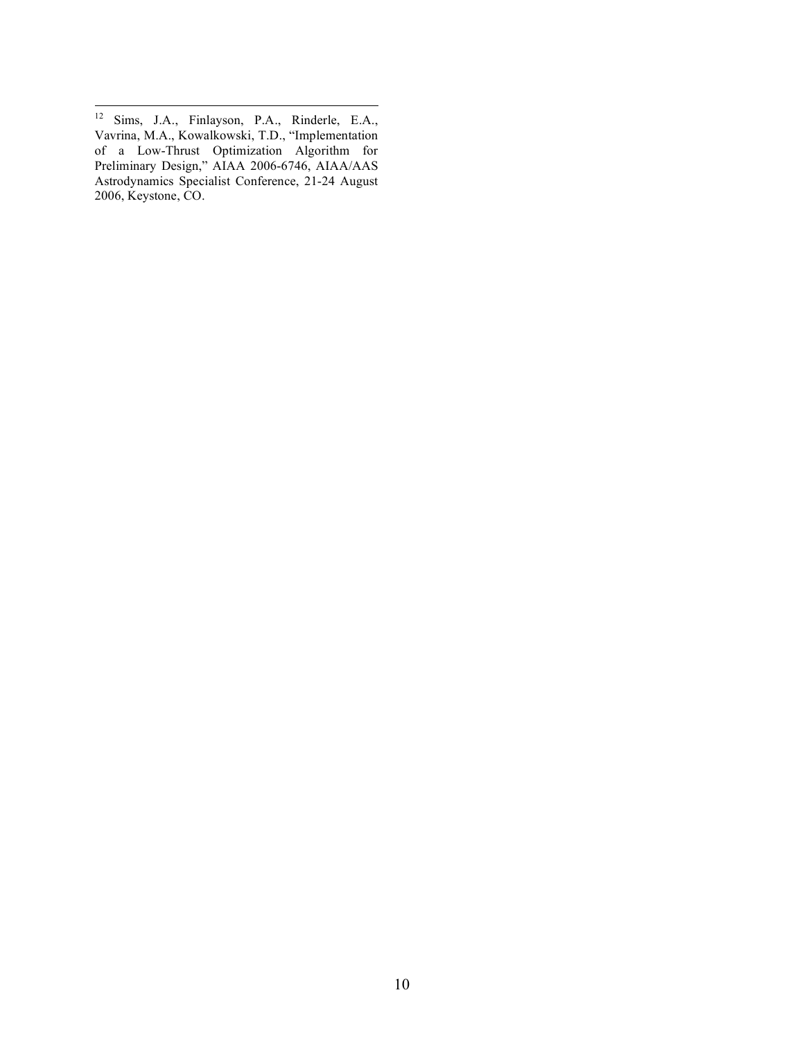[12] Sims, J.A., Finlayson, P.A., Rinderle, E.A., Vavrina, M.A., Kowalkowski, T.D., "Implementation of a Low-Thrust Optimization Algorithm for Preliminary Design," AIAA 2006-6746, AIAA/AAS Astrodynamics Specialist Conference, 21-24 August 2006, Keystone, CO.